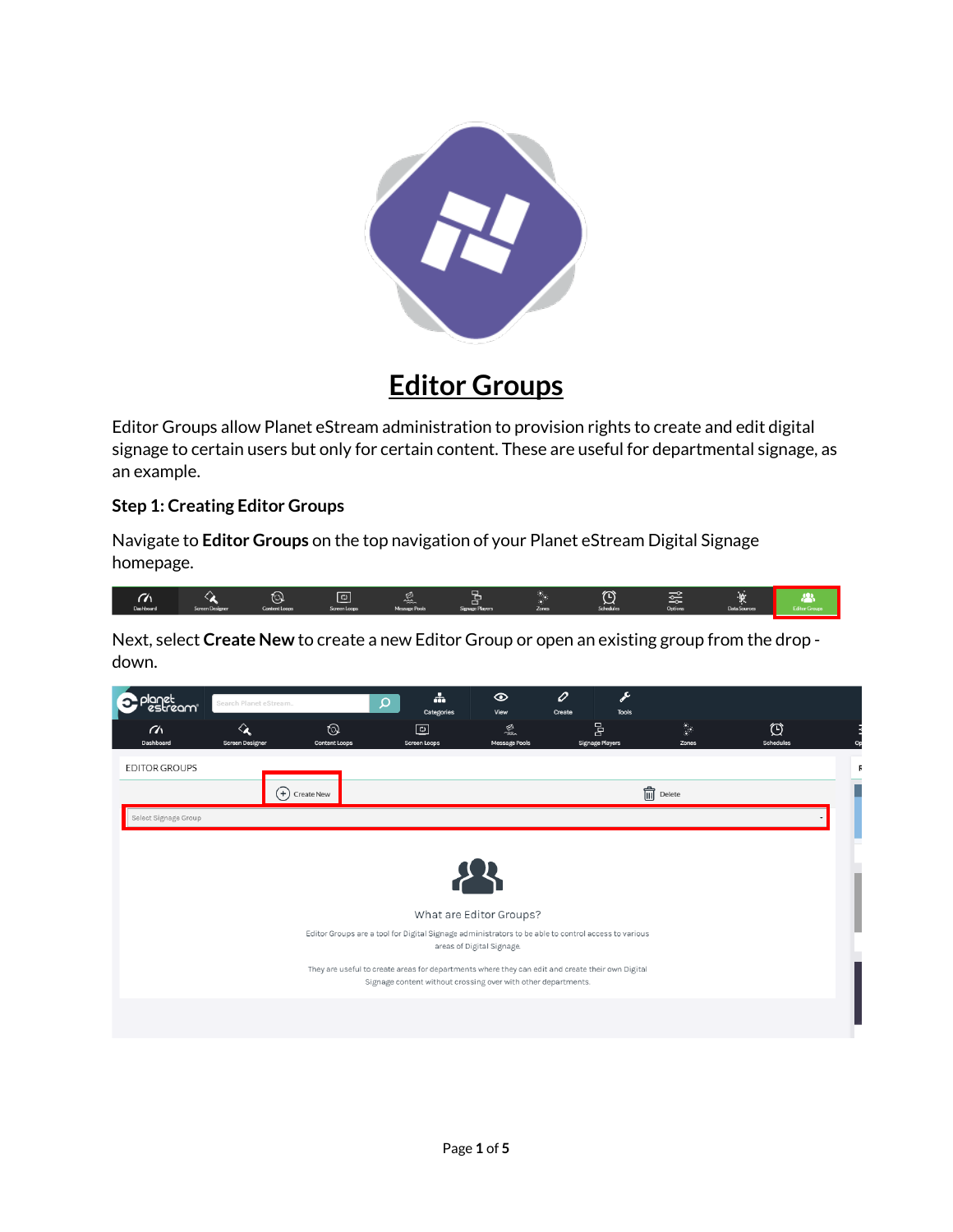# Editor Groups

Editor Groups allow Planet eStream administration to provision rights to create and edit digital signage to certain users but only for certain content. These are useful for departmental signage, as an example.

### Step 1: Creating Editor Groups

Navigate to **Editor Groups** on the top navigation of your Planet eStream Digital Signage homepage.

Next, select **Create New** to create a new Editor Group or open an existing group from the drop-down.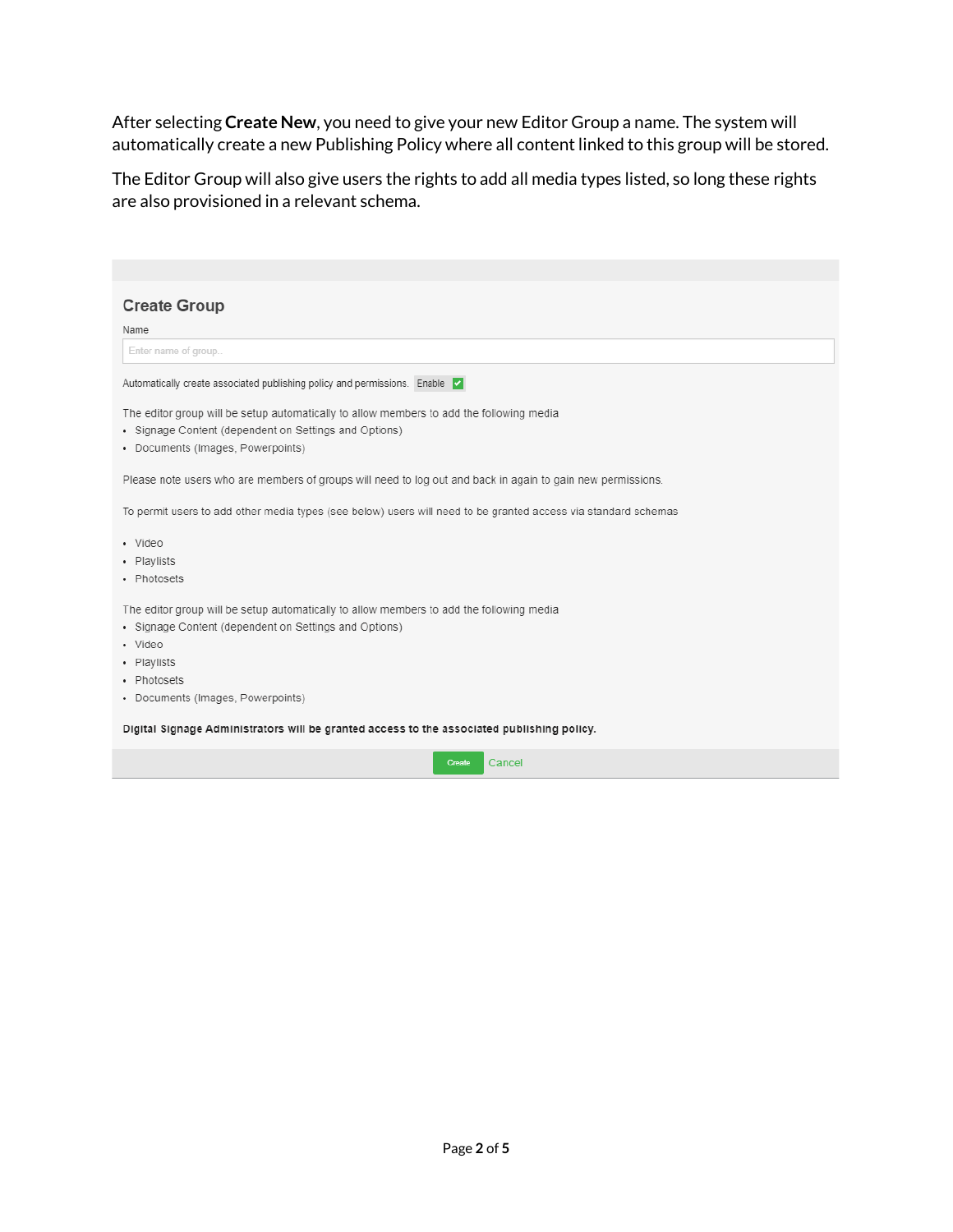After selecting **Create New**, you need to give your new Editor Group a name. The system will automatically create a new Publishing Policy where all content linked to this group will be stored.

The Editor Group will also give users the rights to add all media types listed, so long these rights are also provisioned in a relevant schema.

## Create Group

Name

Enter name of group..

Automatically create associated publishing policy and permissions. Enable ☑

The editor group will be setup automatically to allow members to add the following media

- Signage Content (dependent on Settings and Options)
- Documents (Images, Powerpoints)

Please note users who are members of groups will need to log out and back in again to gain new permissions.

To permit users to add other media types (see below) users will need to be granted access via standard schemas

- Video
- Playlists
- Photosets

The editor group will be setup automatically to allow members to add the following media

- Signage Content (dependent on Settings and Options)
- Video
- Playlists
- Photosets
- Documents (Images, Powerpoints)

**Digital Signage Administrators will be granted access to the associated publishing policy.**

Create Cancel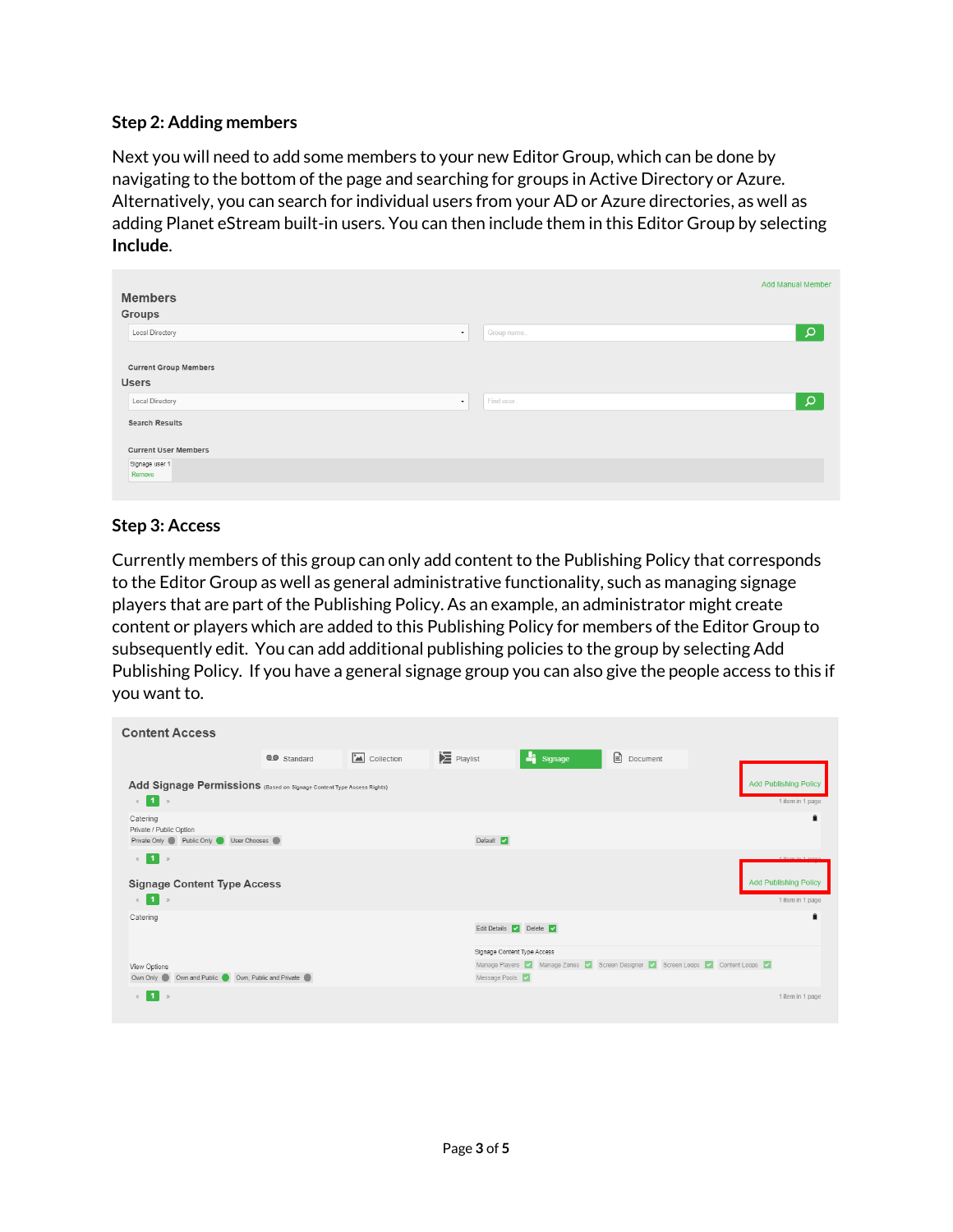### Step 2: Adding members

Next you will need to add some members to your new Editor Group, which can be done by navigating to the bottom of the page and searching for groups in Active Directory or Azure. Alternatively, you can search for individual users from your AD or Azure directories, as well as adding Planet eStream built-in users. You can then include them in this Editor Group by selecting **Include**.

### Step 3: Access

Currently members of this group can only add content to the Publishing Policy that corresponds to the Editor Group as well as general administrative functionality, such as managing signage players that are part of the Publishing Policy. As an example, an administrator might create content or players which are added to this Publishing Policy for members of the Editor Group to subsequently edit. You can add additional publishing policies to the group by selecting Add Publishing Policy. If you have a general signage group you can also give the people access to this if you want to.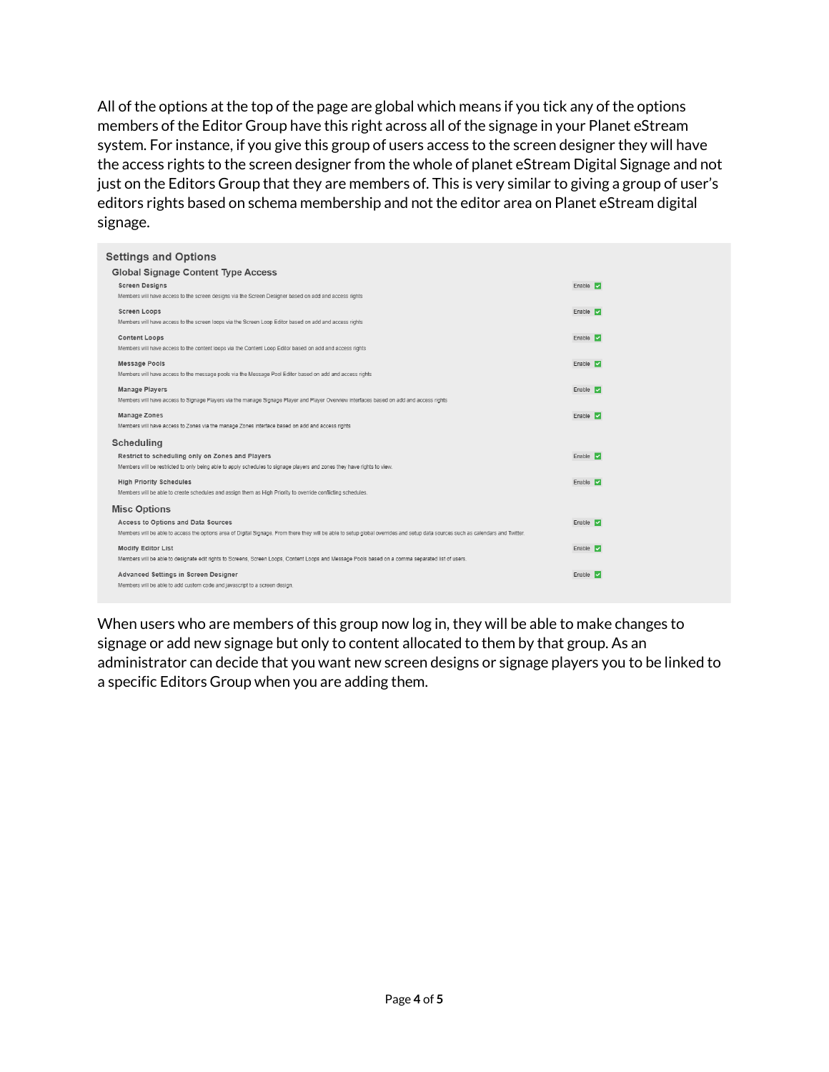All of the options at the top of the page are global which means if you tick any of the options members of the Editor Group have this right across all of the signage in your Planet eStream system. For instance, if you give this group of users access to the screen designer they will have the access rights to the screen designer from the whole of planet eStream Digital Signage and not just on the Editors Group that they are members of. This is very similar to giving a group of user's editors rights based on schema membership and not the editor area on Planet eStream digital signage.

## Settings and Options

### Global Signage Content Type Access

**Screen Designs** — Enable ☑
Members will have access to the screen designs via the Screen Designer based on add and access rights

**Screen Loops** — Enable ☑
Members will have access to the screen loops via the Screen Loop Editor based on add and access rights

**Content Loops** — Enable ☑
Members will have access to the content loops via the Content Loop Editor based on add and access rights

**Message Pools** — Enable ☑
Members will have access to the message pools via the Message Pool Editor based on add and access rights

**Manage Players** — Enable ☑
Members will have access to Signage Players via the manage Signage Player and Player Overview interfaces based on add and access rights

**Manage Zones** — Enable ☑
Members will have access to Zones via the manage Zones interface based on add and access rights

### Scheduling

**Restrict to scheduling only on Zones and Players** — Enable ☑
Members will be restricted to only being able to apply schedules to signage players and zones they have rights to view.

**High Priority Schedules** — Enable ☑
Members will be able to create schedules and assign them as High Priority to override conflicting schedules.

### Misc Options

**Access to Options and Data Sources** — Enable ☑
Members will be able to access the options area of Digital Signage. From there they will be able to setup global overrides and setup data sources such as calendars and Twitter.

**Modify Editor List** — Enable ☑
Members will be able to designate edit rights to Screens, Screen Loops, Content Loops and Message Pools based on a comma separated list of users.

**Advanced Settings in Screen Designer** — Enable ☑
Members will be able to add custom code and javascript to a screen design.

When users who are members of this group now log in, they will be able to make changes to signage or add new signage but only to content allocated to them by that group. As an administrator can decide that you want new screen designs or signage players you to be linked to a specific Editors Group when you are adding them.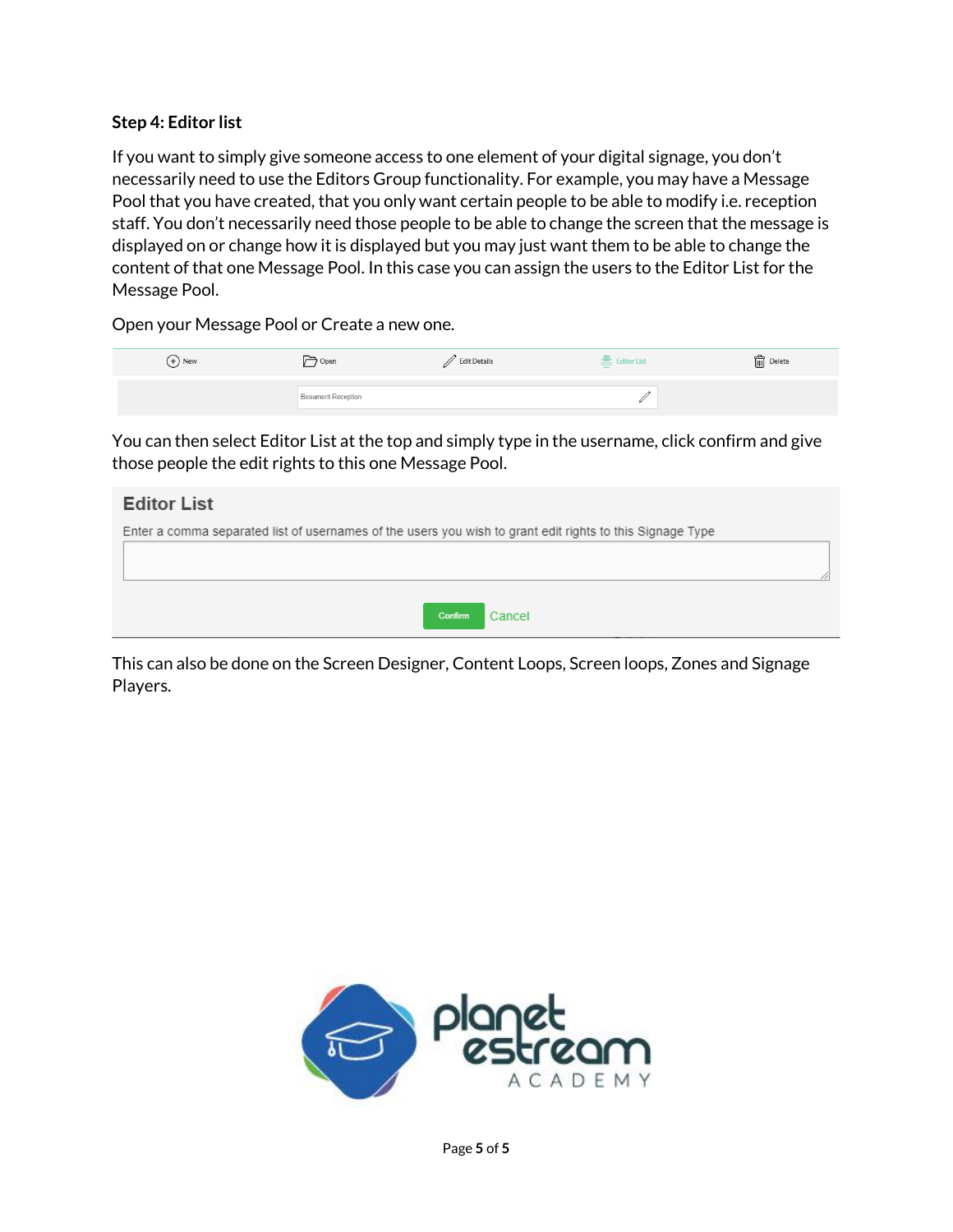**Step 4: Editor list**

If you want to simply give someone access to one element of your digital signage, you don't necessarily need to use the Editors Group functionality. For example, you may have a Message Pool that you have created, that you only want certain people to be able to modify i.e. reception staff. You don't necessarily need those people to be able to change the screen that the message is displayed on or change how it is displayed but you may just want them to be able to change the content of that one Message Pool. In this case you can assign the users to the Editor List for the Message Pool.

Open your Message Pool or Create a new one.

You can then select Editor List at the top and simply type in the username, click confirm and give those people the edit rights to this one Message Pool.

This can also be done on the Screen Designer, Content Loops, Screen loops, Zones and Signage Players.